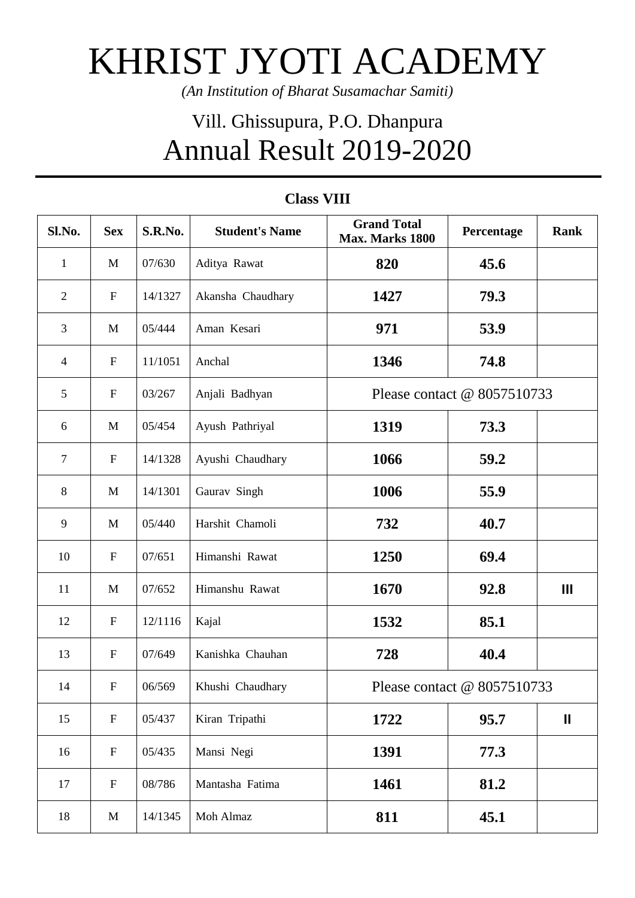# KHRIST JYOTI ACADEMY

*(An Institution of Bharat Susamachar Samiti)*

## Vill. Ghissupura, P.O. Dhanpura

# Annual Result 2019-2020

### Class VIII

| Sl.No. | Sex | S.R.No. | Student's Name | Grand Total Max. Marks 1800 | Percentage | Rank |
|---|---|---|---|---|---|---|
| 1 | M | 07/630 | Aditya Rawat | **820** | **45.6** | |
| 2 | F | 14/1327 | Akansha Chaudhary | **1427** | **79.3** | |
| 3 | M | 05/444 | Aman Kesari | **971** | **53.9** | |
| 4 | F | 11/1051 | Anchal | **1346** | **74.8** | |
| 5 | F | 03/267 | Anjali Badhyan | Please contact @ 8057510733 | | |
| 6 | M | 05/454 | Ayush Pathriyal | **1319** | **73.3** | |
| 7 | F | 14/1328 | Ayushi Chaudhary | **1066** | **59.2** | |
| 8 | M | 14/1301 | Gaurav Singh | **1006** | **55.9** | |
| 9 | M | 05/440 | Harshit Chamoli | **732** | **40.7** | |
| 10 | F | 07/651 | Himanshi Rawat | **1250** | **69.4** | |
| 11 | M | 07/652 | Himanshu Rawat | **1670** | **92.8** | **III** |
| 12 | F | 12/1116 | Kajal | **1532** | **85.1** | |
| 13 | F | 07/649 | Kanishka Chauhan | **728** | **40.4** | |
| 14 | F | 06/569 | Khushi Chaudhary | Please contact @ 8057510733 | | |
| 15 | F | 05/437 | Kiran Tripathi | **1722** | **95.7** | **II** |
| 16 | F | 05/435 | Mansi Negi | **1391** | **77.3** | |
| 17 | F | 08/786 | Mantasha Fatima | **1461** | **81.2** | |
| 18 | M | 14/1345 | Moh Almaz | **811** | **45.1** | |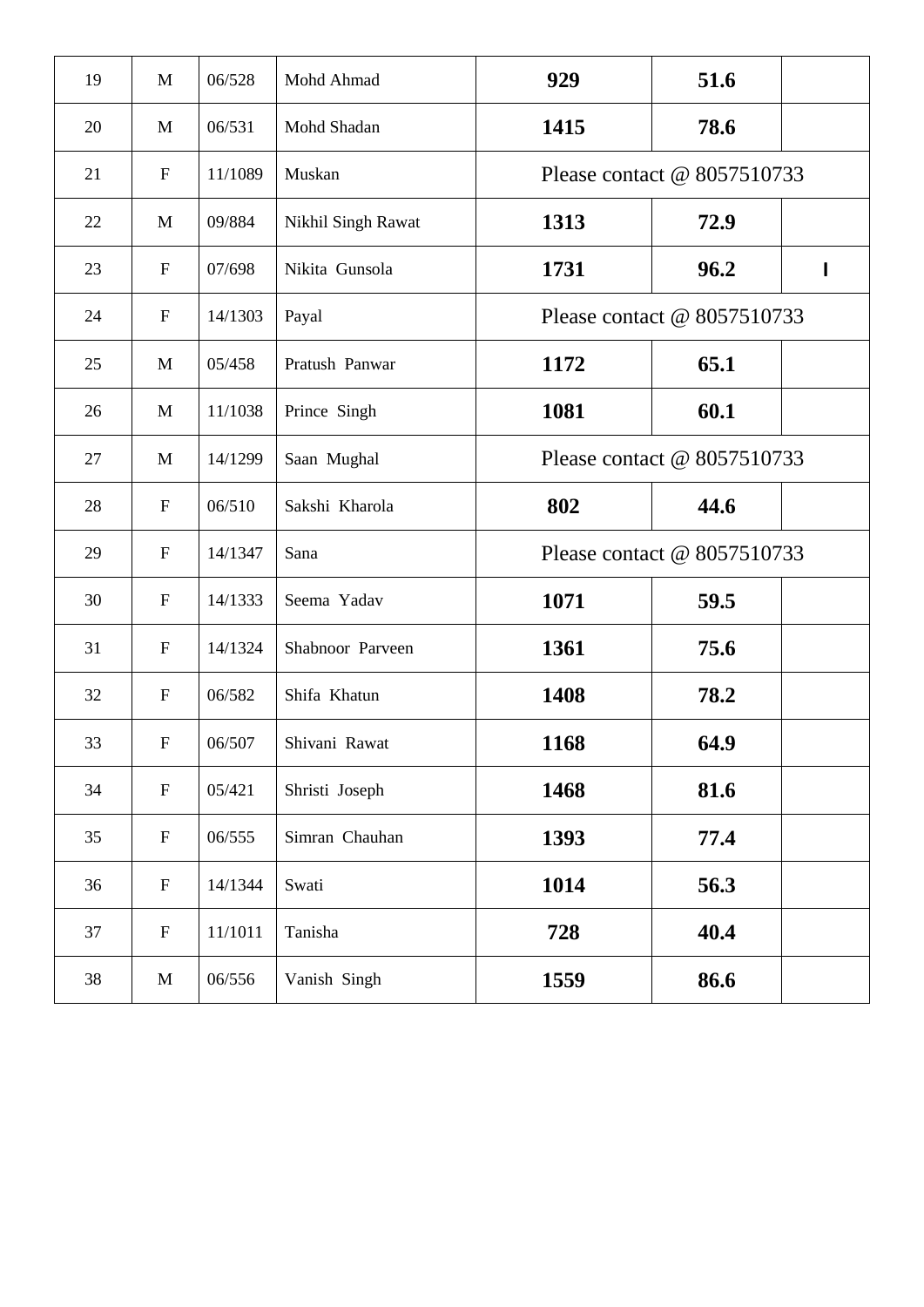| | | | | | | |
|---|---|---|---|---|---|---|
| 19 | M | 06/528 | Mohd Ahmad | **929** | **51.6** | |
| 20 | M | 06/531 | Mohd Shadan | **1415** | **78.6** | |
| 21 | F | 11/1089 | Muskan | Please contact @ 8057510733 | | |
| 22 | M | 09/884 | Nikhil Singh Rawat | **1313** | **72.9** | |
| 23 | F | 07/698 | Nikita Gunsola | **1731** | **96.2** | **I** |
| 24 | F | 14/1303 | Payal | Please contact @ 8057510733 | | |
| 25 | M | 05/458 | Pratush Panwar | **1172** | **65.1** | |
| 26 | M | 11/1038 | Prince Singh | **1081** | **60.1** | |
| 27 | M | 14/1299 | Saan Mughal | Please contact @ 8057510733 | | |
| 28 | F | 06/510 | Sakshi Kharola | **802** | **44.6** | |
| 29 | F | 14/1347 | Sana | Please contact @ 8057510733 | | |
| 30 | F | 14/1333 | Seema Yadav | **1071** | **59.5** | |
| 31 | F | 14/1324 | Shabnoor Parveen | **1361** | **75.6** | |
| 32 | F | 06/582 | Shifa Khatun | **1408** | **78.2** | |
| 33 | F | 06/507 | Shivani Rawat | **1168** | **64.9** | |
| 34 | F | 05/421 | Shristi Joseph | **1468** | **81.6** | |
| 35 | F | 06/555 | Simran Chauhan | **1393** | **77.4** | |
| 36 | F | 14/1344 | Swati | **1014** | **56.3** | |
| 37 | F | 11/1011 | Tanisha | **728** | **40.4** | |
| 38 | M | 06/556 | Vanish Singh | **1559** | **86.6** | |